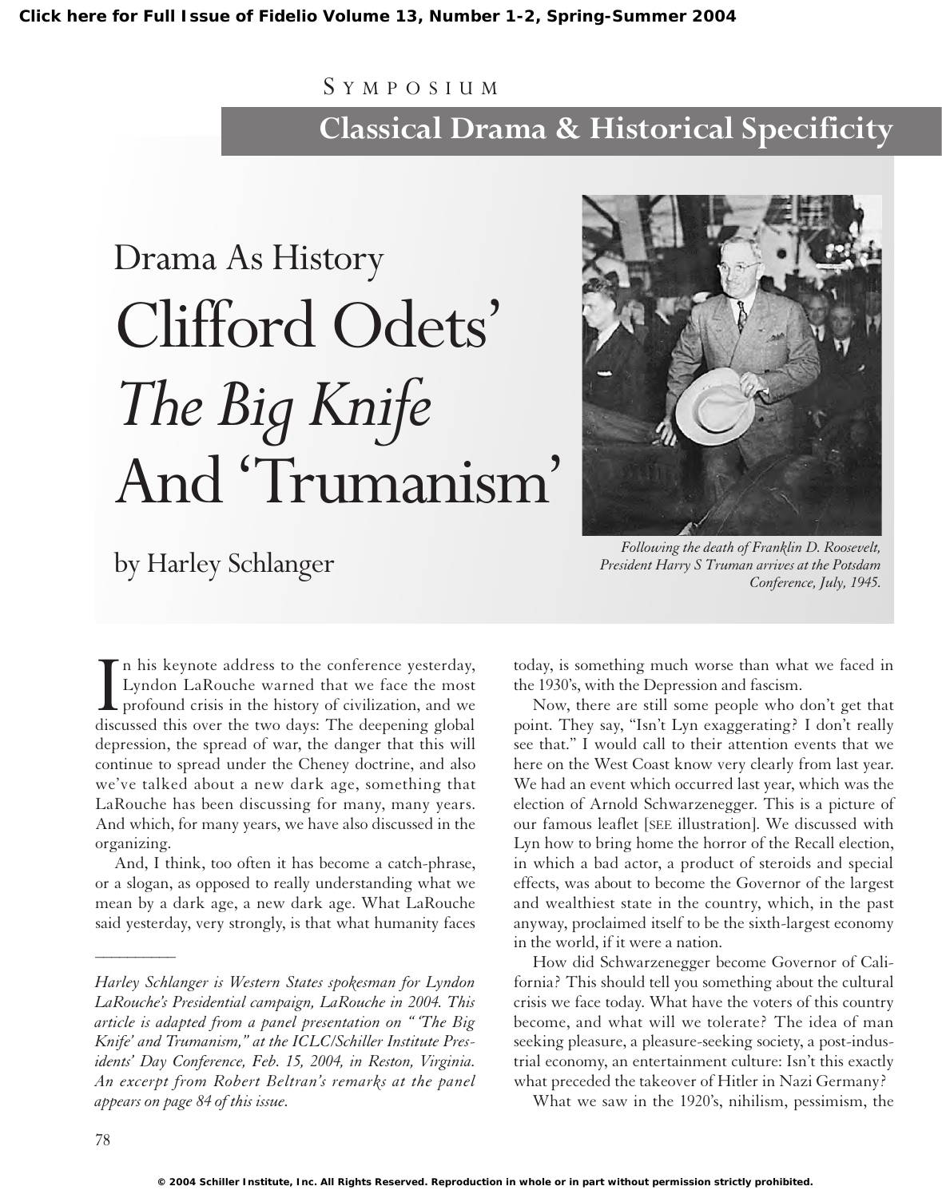Click here for Full Issue of Fidelio Volume 13, Number 1-2, Spring-Summer 2004

SYMPOSIUM

## Classical Drama & Historical Specificity

Drama As History

# Clifford Odets' *The Big Knife* And 'Trumanism'

by Harley Schlanger

*Following the death of Franklin D. Roosevelt, President Harry S Truman arrives at the Potsdam Conference, July, 1945.*

In his keynote address to the conference yesterday, Lyndon LaRouche warned that we face the most profound crisis in the history of civilization, and we discussed this over the two days: The deepening global depression, the spread of war, the danger that this will continue to spread under the Cheney doctrine, and also we've talked about a new dark age, something that LaRouche has been discussing for many, many years. And which, for many years, we have also discussed in the organizing.

And, I think, too often it has become a catch-phrase, or a slogan, as opposed to really understanding what we mean by a dark age, a new dark age. What LaRouche said yesterday, very strongly, is that what humanity faces today, is something much worse than what we faced in the 1930's, with the Depression and fascism.

Now, there are still some people who don't get that point. They say, "Isn't Lyn exaggerating? I don't really see that." I would call to their attention events that we here on the West Coast know very clearly from last year. We had an event which occurred last year, which was the election of Arnold Schwarzenegger. This is a picture of our famous leaflet [SEE illustration]. We discussed with Lyn how to bring home the horror of the Recall election, in which a bad actor, a product of steroids and special effects, was about to become the Governor of the largest and wealthiest state in the country, which, in the past anyway, proclaimed itself to be the sixth-largest economy in the world, if it were a nation.

How did Schwarzenegger become Governor of California? This should tell you something about the cultural crisis we face today. What have the voters of this country become, and what will we tolerate? The idea of man seeking pleasure, a pleasure-seeking society, a post-industrial economy, an entertainment culture: Isn't this exactly what preceded the takeover of Hitler in Nazi Germany?

What we saw in the 1920's, nihilism, pessimism, the

---

*Harley Schlanger is Western States spokesman for Lyndon LaRouche's Presidential campaign, LaRouche in 2004. This article is adapted from a panel presentation on "'The Big Knife' and Trumanism," at the ICLC/Schiller Institute Presidents' Day Conference, Feb. 15, 2004, in Reston, Virginia. An excerpt from Robert Beltran's remarks at the panel appears on page 84 of this issue.*

© 2004 Schiller Institute, Inc. All Rights Reserved. Reproduction in whole or in part without permission strictly prohibited.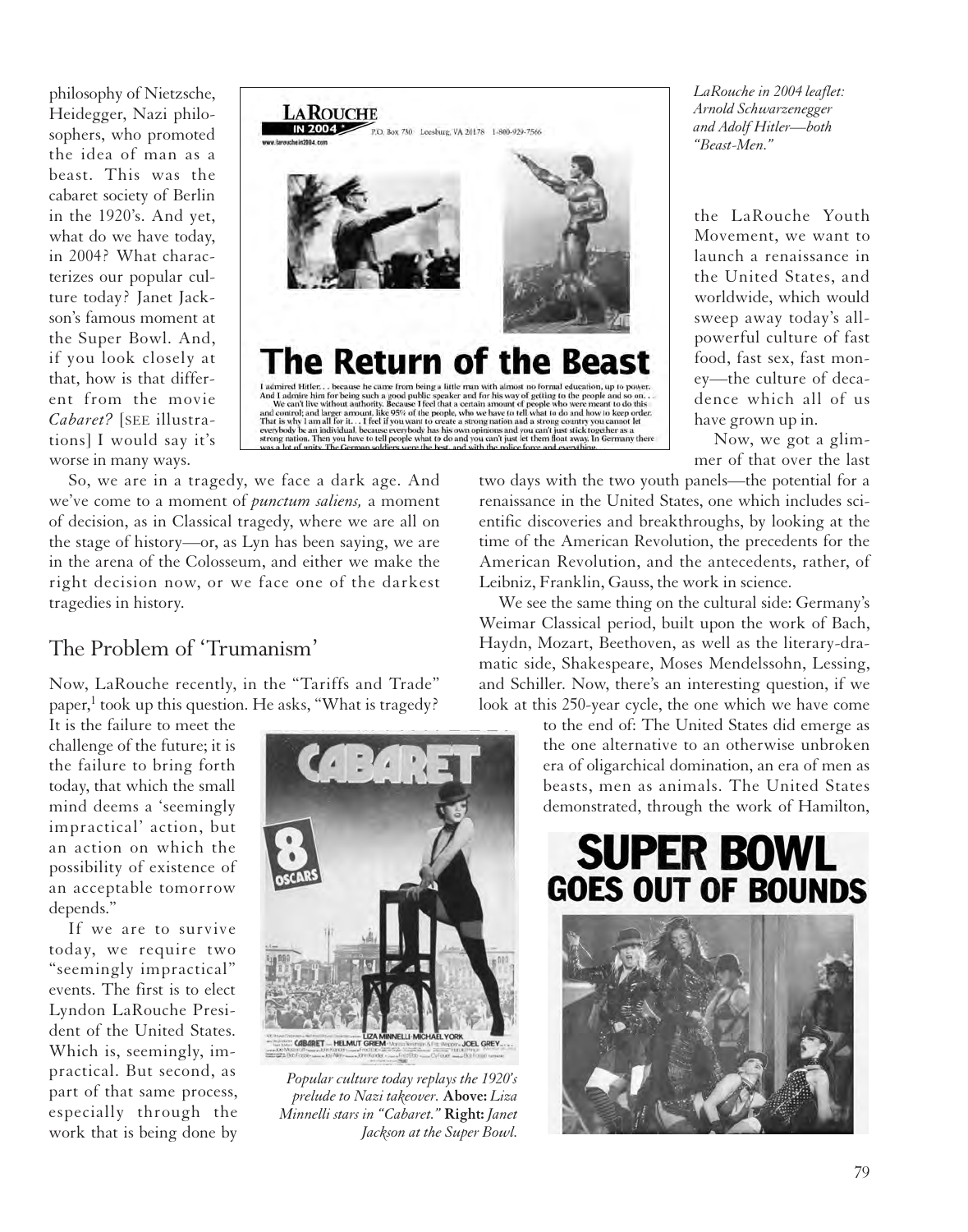philosophy of Nietzsche, Heidegger, Nazi philosophers, who promoted the idea of man as a beast. This was the cabaret society of Berlin in the 1920's. And yet, what do we have today, in 2004? What characterizes our popular culture today? Janet Jackson's famous moment at the Super Bowl. And, if you look closely at that, how is that different from the movie *Cabaret?* [SEE illustrations] I would say it's worse in many ways.

*LaRouche in 2004 leaflet: Arnold Schwarzenegger and Adolf Hitler—both "Beast-Men."*

So, we are in a tragedy, we face a dark age. And we've come to a moment of *punctum saliens,* a moment of decision, as in Classical tragedy, where we are all on the stage of history—or, as Lyn has been saying, we are in the arena of the Colosseum, and either we make the right decision now, or we face one of the darkest tragedies in history.

## The Problem of 'Trumanism'

Now, LaRouche recently, in the "Tariffs and Trade" paper,[1] took up this question. He asks, "What is tragedy? It is the failure to meet the challenge of the future; it is the failure to bring forth today, that which the small mind deems a 'seemingly impractical' action, but an action on which the possibility of existence of an acceptable tomorrow depends."

If we are to survive today, we require two "seemingly impractical" events. The first is to elect Lyndon LaRouche President of the United States. Which is, seemingly, impractical. But second, as part of that same process, especially through the work that is being done by the LaRouche Youth Movement, we want to launch a renaissance in the United States, and worldwide, which would sweep away today's all-powerful culture of fast food, fast sex, fast money—the culture of decadence which all of us have grown up in.

*Popular culture today replays the 1920's prelude to Nazi takeover.* **Above:** *Liza Minnelli stars in "Cabaret."* **Right:** *Janet Jackson at the Super Bowl.*

Now, we got a glimmer of that over the last two days with the two youth panels—the potential for a renaissance in the United States, one which includes scientific discoveries and breakthroughs, by looking at the time of the American Revolution, the precedents for the American Revolution, and the antecedents, rather, of Leibniz, Franklin, Gauss, the work in science.

We see the same thing on the cultural side: Germany's Weimar Classical period, built upon the work of Bach, Haydn, Mozart, Beethoven, as well as the literary-dramatic side, Shakespeare, Moses Mendelssohn, Lessing, and Schiller. Now, there's an interesting question, if we look at this 250-year cycle, the one which we have come to the end of: The United States did emerge as the one alternative to an otherwise unbroken era of oligarchical domination, an era of men as beasts, men as animals. The United States demonstrated, through the work of Hamilton,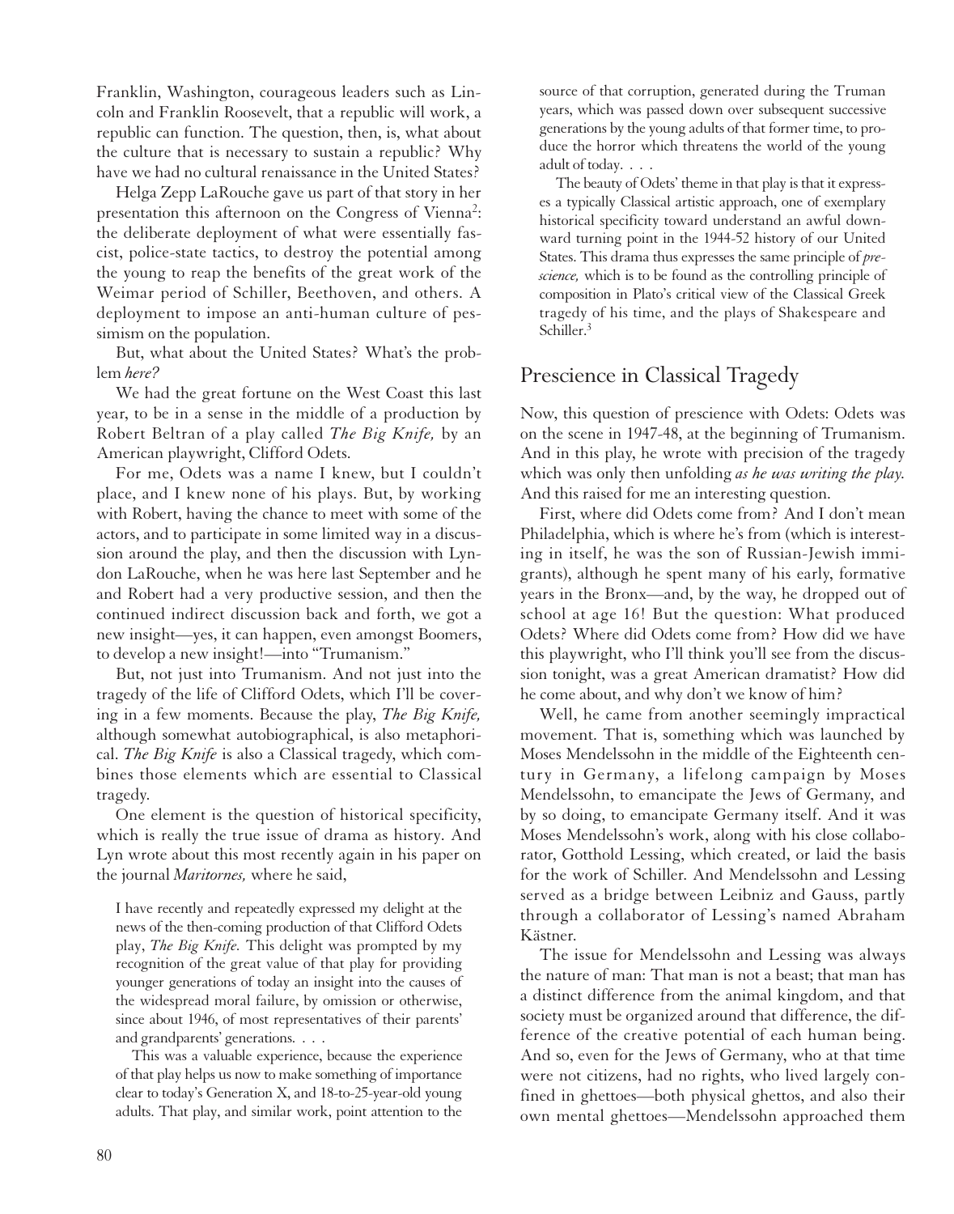Franklin, Washington, courageous leaders such as Lincoln and Franklin Roosevelt, that a republic will work, a republic can function. The question, then, is, what about the culture that is necessary to sustain a republic? Why have we had no cultural renaissance in the United States?

Helga Zepp LaRouche gave us part of that story in her presentation this afternoon on the Congress of Vienna[2]: the deliberate deployment of what were essentially fascist, police-state tactics, to destroy the potential among the young to reap the benefits of the great work of the Weimar period of Schiller, Beethoven, and others. A deployment to impose an anti-human culture of pessimism on the population.

But, what about the United States? What's the problem *here?*

We had the great fortune on the West Coast this last year, to be in a sense in the middle of a production by Robert Beltran of a play called *The Big Knife,* by an American playwright, Clifford Odets.

For me, Odets was a name I knew, but I couldn't place, and I knew none of his plays. But, by working with Robert, having the chance to meet with some of the actors, and to participate in some limited way in a discussion around the play, and then the discussion with Lyndon LaRouche, when he was here last September and he and Robert had a very productive session, and then the continued indirect discussion back and forth, we got a new insight—yes, it can happen, even amongst Boomers, to develop a new insight!—into "Trumanism."

But, not just into Trumanism. And not just into the tragedy of the life of Clifford Odets, which I'll be covering in a few moments. Because the play, *The Big Knife,* although somewhat autobiographical, is also metaphorical. *The Big Knife* is also a Classical tragedy, which combines those elements which are essential to Classical tragedy.

One element is the question of historical specificity, which is really the true issue of drama as history. And Lyn wrote about this most recently again in his paper on the journal *Maritornes,* where he said,

> I have recently and repeatedly expressed my delight at the news of the then-coming production of that Clifford Odets play, *The Big Knife.* This delight was prompted by my recognition of the great value of that play for providing younger generations of today an insight into the causes of the widespread moral failure, by omission or otherwise, since about 1946, of most representatives of their parents' and grandparents' generations. . . .
>
> This was a valuable experience, because the experience of that play helps us now to make something of importance clear to today's Generation X, and 18-to-25-year-old young adults. That play, and similar work, point attention to the source of that corruption, generated during the Truman years, which was passed down over subsequent successive generations by the young adults of that former time, to produce the horror which threatens the world of the young adult of today. . . .
>
> The beauty of Odets' theme in that play is that it expresses a typically Classical artistic approach, one of exemplary historical specificity toward understand an awful downward turning point in the 1944-52 history of our United States. This drama thus expresses the same principle of *prescience,* which is to be found as the controlling principle of composition in Plato's critical view of the Classical Greek tragedy of his time, and the plays of Shakespeare and Schiller.[3]

## Prescience in Classical Tragedy

Now, this question of prescience with Odets: Odets was on the scene in 1947-48, at the beginning of Trumanism. And in this play, he wrote with precision of the tragedy which was only then unfolding *as he was writing the play.* And this raised for me an interesting question.

First, where did Odets come from? And I don't mean Philadelphia, which is where he's from (which is interesting in itself, he was the son of Russian-Jewish immigrants), although he spent many of his early, formative years in the Bronx—and, by the way, he dropped out of school at age 16! But the question: What produced Odets? Where did Odets come from? How did we have this playwright, who I'll think you'll see from the discussion tonight, was a great American dramatist? How did he come about, and why don't we know of him?

Well, he came from another seemingly impractical movement. That is, something which was launched by Moses Mendelssohn in the middle of the Eighteenth century in Germany, a lifelong campaign by Moses Mendelssohn, to emancipate the Jews of Germany, and by so doing, to emancipate Germany itself. And it was Moses Mendelssohn's work, along with his close collaborator, Gotthold Lessing, which created, or laid the basis for the work of Schiller. And Mendelssohn and Lessing served as a bridge between Leibniz and Gauss, partly through a collaborator of Lessing's named Abraham Kästner.

The issue for Mendelssohn and Lessing was always the nature of man: That man is not a beast; that man has a distinct difference from the animal kingdom, and that society must be organized around that difference, the difference of the creative potential of each human being. And so, even for the Jews of Germany, who at that time were not citizens, had no rights, who lived largely confined in ghettoes—both physical ghettos, and also their own mental ghettoes—Mendelssohn approached them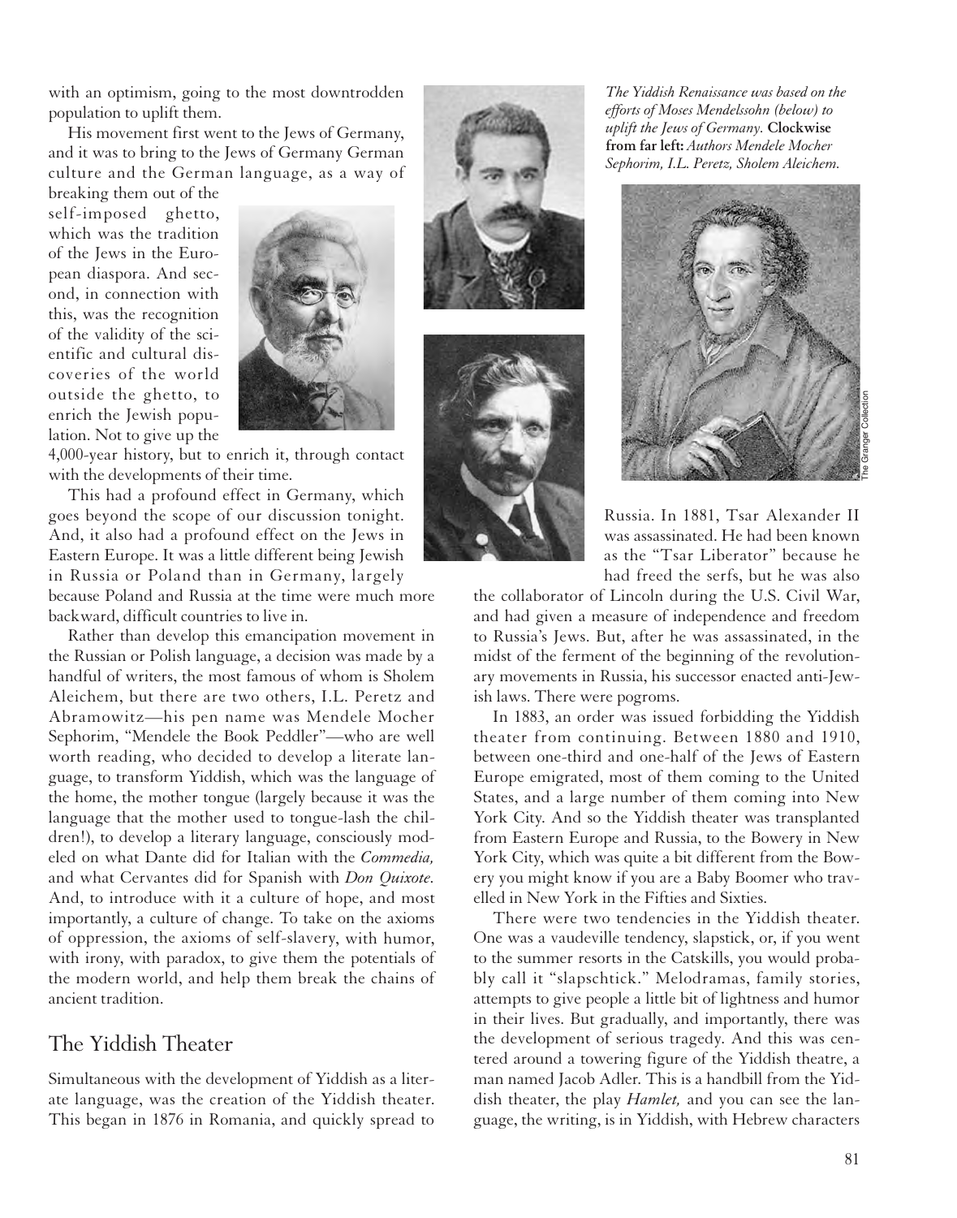with an optimism, going to the most downtrodden population to uplift them.

His movement first went to the Jews of Germany, and it was to bring to the Jews of Germany German culture and the German language, as a way of breaking them out of the self-imposed ghetto, which was the tradition of the Jews in the European diaspora. And second, in connection with this, was the recognition of the validity of the scientific and cultural discoveries of the world outside the ghetto, to enrich the Jewish population. Not to give up the 4,000-year history, but to enrich it, through contact with the developments of their time.

This had a profound effect in Germany, which goes beyond the scope of our discussion tonight. And, it also had a profound effect on the Jews in Eastern Europe. It was a little different being Jewish in Russia or Poland than in Germany, largely because Poland and Russia at the time were much more backward, difficult countries to live in.

Rather than develop this emancipation movement in the Russian or Polish language, a decision was made by a handful of writers, the most famous of whom is Sholem Aleichem, but there are two others, I.L. Peretz and Abramowitz—his pen name was Mendele Mocher Sephorim, "Mendele the Book Peddler"—who are well worth reading, who decided to develop a literate language, to transform Yiddish, which was the language of the home, the mother tongue (largely because it was the language that the mother used to tongue-lash the children!), to develop a literary language, consciously modeled on what Dante did for Italian with the *Commedia,* and what Cervantes did for Spanish with *Don Quixote.* And, to introduce with it a culture of hope, and most importantly, a culture of change. To take on the axioms of oppression, the axioms of self-slavery, with humor, with irony, with paradox, to give them the potentials of the modern world, and help them break the chains of ancient tradition.

## The Yiddish Theater

Simultaneous with the development of Yiddish as a literate language, was the creation of the Yiddish theater. This began in 1876 in Romania, and quickly spread to Russia. In 1881, Tsar Alexander II was assassinated. He had been known as the "Tsar Liberator" because he had freed the serfs, but he was also the collaborator of Lincoln during the U.S. Civil War, and had given a measure of independence and freedom to Russia's Jews. But, after he was assassinated, in the midst of the ferment of the beginning of the revolutionary movements in Russia, his successor enacted anti-Jewish laws. There were pogroms.

In 1883, an order was issued forbidding the Yiddish theater from continuing. Between 1880 and 1910, between one-third and one-half of the Jews of Eastern Europe emigrated, most of them coming to the United States, and a large number of them coming into New York City. And so the Yiddish theater was transplanted from Eastern Europe and Russia, to the Bowery in New York City, which was quite a bit different from the Bowery you might know if you are a Baby Boomer who travelled in New York in the Fifties and Sixties.

There were two tendencies in the Yiddish theater. One was a vaudeville tendency, slapstick, or, if you went to the summer resorts in the Catskills, you would probably call it "slapschtick." Melodramas, family stories, attempts to give people a little bit of lightness and humor in their lives. But gradually, and importantly, there was the development of serious tragedy. And this was centered around a towering figure of the Yiddish theatre, a man named Jacob Adler. This is a handbill from the Yiddish theater, the play *Hamlet,* and you can see the language, the writing, is in Yiddish, with Hebrew characters

*The Yiddish Renaissance was based on the efforts of Moses Mendelssohn (below) to uplift the Jews of Germany.* **Clockwise from far left:** *Authors Mendele Mocher Sephorim, I.L. Peretz, Sholem Aleichem.*

The Granger Collection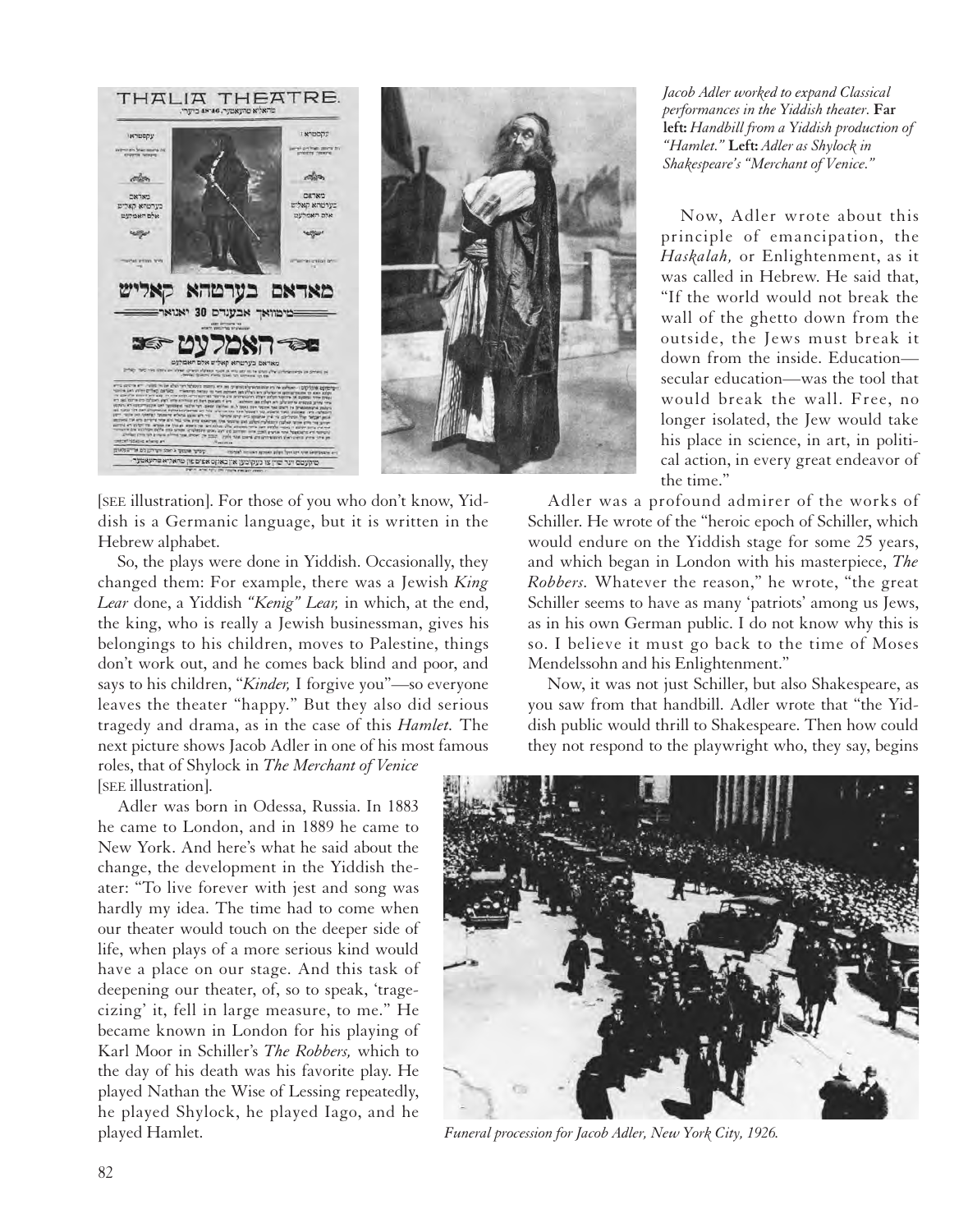*Jacob Adler worked to expand Classical performances in the Yiddish theater.* **Far left:** *Handbill from a Yiddish production of "Hamlet."* **Left:** *Adler as Shylock in Shakespeare's "Merchant of Venice."*

[SEE illustration]. For those of you who don't know, Yiddish is a Germanic language, but it is written in the Hebrew alphabet.

So, the plays were done in Yiddish. Occasionally, they changed them: For example, there was a Jewish *King Lear* done, a Yiddish *"Kenig" Lear,* in which, at the end, the king, who is really a Jewish businessman, gives his belongings to his children, moves to Palestine, things don't work out, and he comes back blind and poor, and says to his children, "*Kinder,* I forgive you"—so everyone leaves the theater "happy." But they also did serious tragedy and drama, as in the case of this *Hamlet.* The next picture shows Jacob Adler in one of his most famous roles, that of Shylock in *The Merchant of Venice* [SEE illustration].

Adler was born in Odessa, Russia. In 1883 he came to London, and in 1889 he came to New York. And here's what he said about the change, the development in the Yiddish theater: "To live forever with jest and song was hardly my idea. The time had to come when our theater would touch on the deeper side of life, when plays of a more serious kind would have a place on our stage. And this task of deepening our theater, of, so to speak, 'tragecizing' it, fell in large measure, to me." He became known in London for his playing of Karl Moor in Schiller's *The Robbers,* which to the day of his death was his favorite play. He played Nathan the Wise of Lessing repeatedly, he played Shylock, he played Iago, and he played Hamlet.

Now, Adler wrote about this principle of emancipation, the *Haskalah,* or Enlightenment, as it was called in Hebrew. He said that, "If the world would not break the wall of the ghetto down from the outside, the Jews must break it down from the inside. Education—secular education—was the tool that would break the wall. Free, no longer isolated, the Jew would take his place in science, in art, in political action, in every great endeavor of the time."

Adler was a profound admirer of the works of Schiller. He wrote of the "heroic epoch of Schiller, which would endure on the Yiddish stage for some 25 years, and which began in London with his masterpiece, *The Robbers.* Whatever the reason," he wrote, "the great Schiller seems to have as many 'patriots' among us Jews, as in his own German public. I do not know why this is so. I believe it must go back to the time of Moses Mendelssohn and his Enlightenment."

Now, it was not just Schiller, but also Shakespeare, as you saw from that handbill. Adler wrote that "the Yiddish public would thrill to Shakespeare. Then how could they not respond to the playwright who, they say, begins

*Funeral procession for Jacob Adler, New York City, 1926.*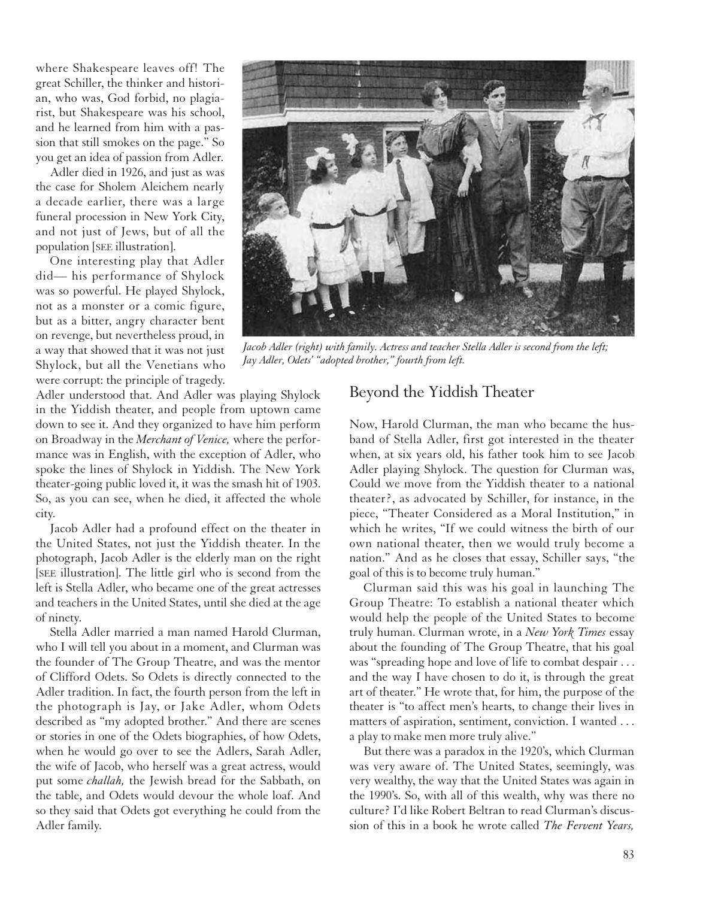where Shakespeare leaves off! The great Schiller, the thinker and historian, who was, God forbid, no plagiarist, but Shakespeare was his school, and he learned from him with a passion that still smokes on the page." So you get an idea of passion from Adler.

Adler died in 1926, and just as was the case for Sholem Aleichem nearly a decade earlier, there was a large funeral procession in New York City, and not just of Jews, but of all the population [SEE illustration].

One interesting play that Adler did— his performance of Shylock was so powerful. He played Shylock, not as a monster or a comic figure, but as a bitter, angry character bent on revenge, but nevertheless proud, in a way that showed that it was not just Shylock, but all the Venetians who were corrupt: the principle of tragedy. Adler understood that. And Adler was playing Shylock in the Yiddish theater, and people from uptown came down to see it. And they organized to have him perform on Broadway in the *Merchant of Venice,* where the performance was in English, with the exception of Adler, who spoke the lines of Shylock in Yiddish. The New York theater-going public loved it, it was the smash hit of 1903. So, as you can see, when he died, it affected the whole city.

Jacob Adler had a profound effect on the theater in the United States, not just the Yiddish theater. In the photograph, Jacob Adler is the elderly man on the right [SEE illustration]. The little girl who is second from the left is Stella Adler, who became one of the great actresses and teachers in the United States, until she died at the age of ninety.

Stella Adler married a man named Harold Clurman, who I will tell you about in a moment, and Clurman was the founder of The Group Theatre, and was the mentor of Clifford Odets. So Odets is directly connected to the Adler tradition. In fact, the fourth person from the left in the photograph is Jay, or Jake Adler, whom Odets described as "my adopted brother." And there are scenes or stories in one of the Odets biographies, of how Odets, when he would go over to see the Adlers, Sarah Adler, the wife of Jacob, who herself was a great actress, would put some *challah,* the Jewish bread for the Sabbath, on the table, and Odets would devour the whole loaf. And so they said that Odets got everything he could from the Adler family.

*Jacob Adler (right) with family. Actress and teacher Stella Adler is second from the left; Jay Adler, Odets' "adopted brother," fourth from left.*

## Beyond the Yiddish Theater

Now, Harold Clurman, the man who became the husband of Stella Adler, first got interested in the theater when, at six years old, his father took him to see Jacob Adler playing Shylock. The question for Clurman was, Could we move from the Yiddish theater to a national theater?, as advocated by Schiller, for instance, in the piece, "Theater Considered as a Moral Institution," in which he writes, "If we could witness the birth of our own national theater, then we would truly become a nation." And as he closes that essay, Schiller says, "the goal of this is to become truly human."

Clurman said this was his goal in launching The Group Theatre: To establish a national theater which would help the people of the United States to become truly human. Clurman wrote, in a *New York Times* essay about the founding of The Group Theatre, that his goal was "spreading hope and love of life to combat despair . . . and the way I have chosen to do it, is through the great art of theater." He wrote that, for him, the purpose of the theater is "to affect men's hearts, to change their lives in matters of aspiration, sentiment, conviction. I wanted . . . a play to make men more truly alive."

But there was a paradox in the 1920's, which Clurman was very aware of. The United States, seemingly, was very wealthy, the way that the United States was again in the 1990's. So, with all of this wealth, why was there no culture? I'd like Robert Beltran to read Clurman's discussion of this in a book he wrote called *The Fervent Years,*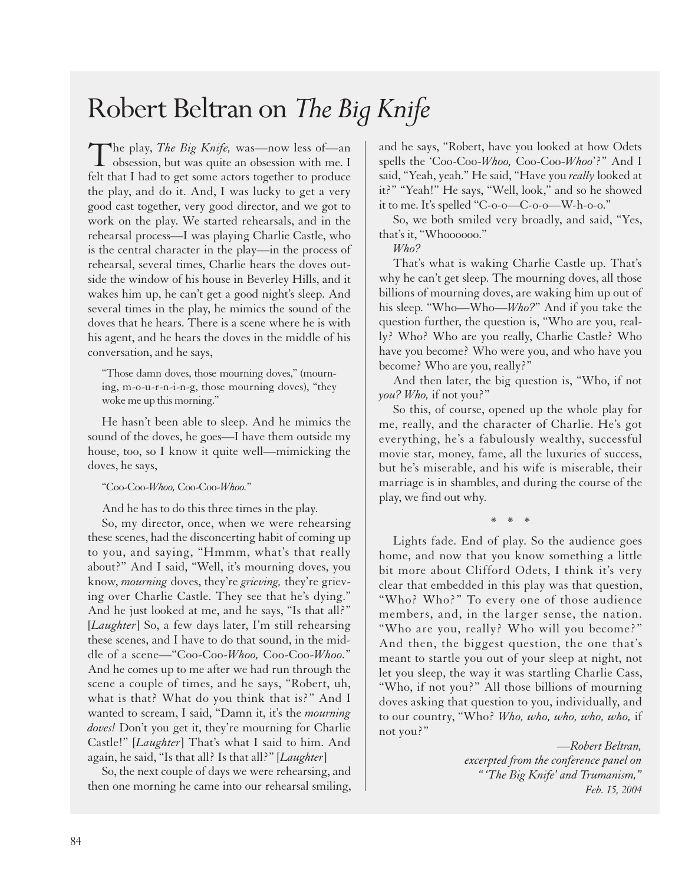# Robert Beltran on *The Big Knife*

The play, *The Big Knife,* was—now less of—an obsession, but was quite an obsession with me. I felt that I had to get some actors together to produce the play, and do it. And, I was lucky to get a very good cast together, very good director, and we got to work on the play. We started rehearsals, and in the rehearsal process—I was playing Charlie Castle, who is the central character in the play—in the process of rehearsal, several times, Charlie hears the doves outside the window of his house in Beverley Hills, and it wakes him up, he can't get a good night's sleep. And several times in the play, he mimics the sound of the doves that he hears. There is a scene where he is with his agent, and he hears the doves in the middle of his conversation, and he says,

> "Those damn doves, those mourning doves," (mourning, m-o-u-r-n-i-n-g, those mourning doves), "they woke me up this morning."

He hasn't been able to sleep. And he mimics the sound of the doves, he goes—I have them outside my house, too, so I know it quite well—mimicking the doves, he says,

> "Coo-Coo-*Whoo,* Coo-Coo-*Whoo.*"

And he has to do this three times in the play.

So, my director, once, when we were rehearsing these scenes, had the disconcerting habit of coming up to you, and saying, "Hmmm, what's that really about?" And I said, "Well, it's mourning doves, you know, *mourning* doves, they're *grieving,* they're grieving over Charlie Castle. They see that he's dying." And he just looked at me, and he says, "Is that all?" [*Laughter*] So, a few days later, I'm still rehearsing these scenes, and I have to do that sound, in the middle of a scene—"Coo-Coo-*Whoo,* Coo-Coo-*Whoo.*" And he comes up to me after we had run through the scene a couple of times, and he says, "Robert, uh, what is that? What do you think that is?" And I wanted to scream, I said, "Damn it, it's the *mourning doves!* Don't you get it, they're mourning for Charlie Castle!" [*Laughter*] That's what I said to him. And again, he said, "Is that all? Is that all?" [*Laughter*]

So, the next couple of days we were rehearsing, and then one morning he came into our rehearsal smiling, and he says, "Robert, have you looked at how Odets spells the 'Coo-Coo-*Whoo,* Coo-Coo-*Whoo*'?" And I said, "Yeah, yeah." He said, "Have you *really* looked at it?" "Yeah!" He says, "Well, look," and so he showed it to me. It's spelled "C-o-o—C-o-o—W-h-o-o."

So, we both smiled very broadly, and said, "Yes, that's it, "Whoooooo."

*Who?*

That's what is waking Charlie Castle up. That's why he can't get sleep. The mourning doves, all those billions of mourning doves, are waking him up out of his sleep. "Who—Who—*Who?*" And if you take the question further, the question is, "Who are you, really? Who? Who are you really, Charlie Castle? Who have you become? Who were you, and who have you become? Who are you, really?"

And then later, the big question is, "Who, if not *you? Who,* if not you?"

So this, of course, opened up the whole play for me, really, and the character of Charlie. He's got everything, he's a fabulously wealthy, successful movie star, money, fame, all the luxuries of success, but he's miserable, and his wife is miserable, their marriage is in shambles, and during the course of the play, we find out why.

\* \* \*

Lights fade. End of play. So the audience goes home, and now that you know something a little bit more about Clifford Odets, I think it's very clear that embedded in this play was that question, "Who? Who?" To every one of those audience members, and, in the larger sense, the nation. "Who are you, really? Who will you become?" And then, the biggest question, the one that's meant to startle you out of your sleep at night, not let you sleep, the way it was startling Charlie Cass, "Who, if not you?" All those billions of mourning doves asking that question to you, individually, and to our country, "Who? *Who, who, who, who, who,* if not you?"

*—Robert Beltran,*
*excerpted from the conference panel on*
*"'The Big Knife' and Trumanism,"*
*Feb. 15, 2004*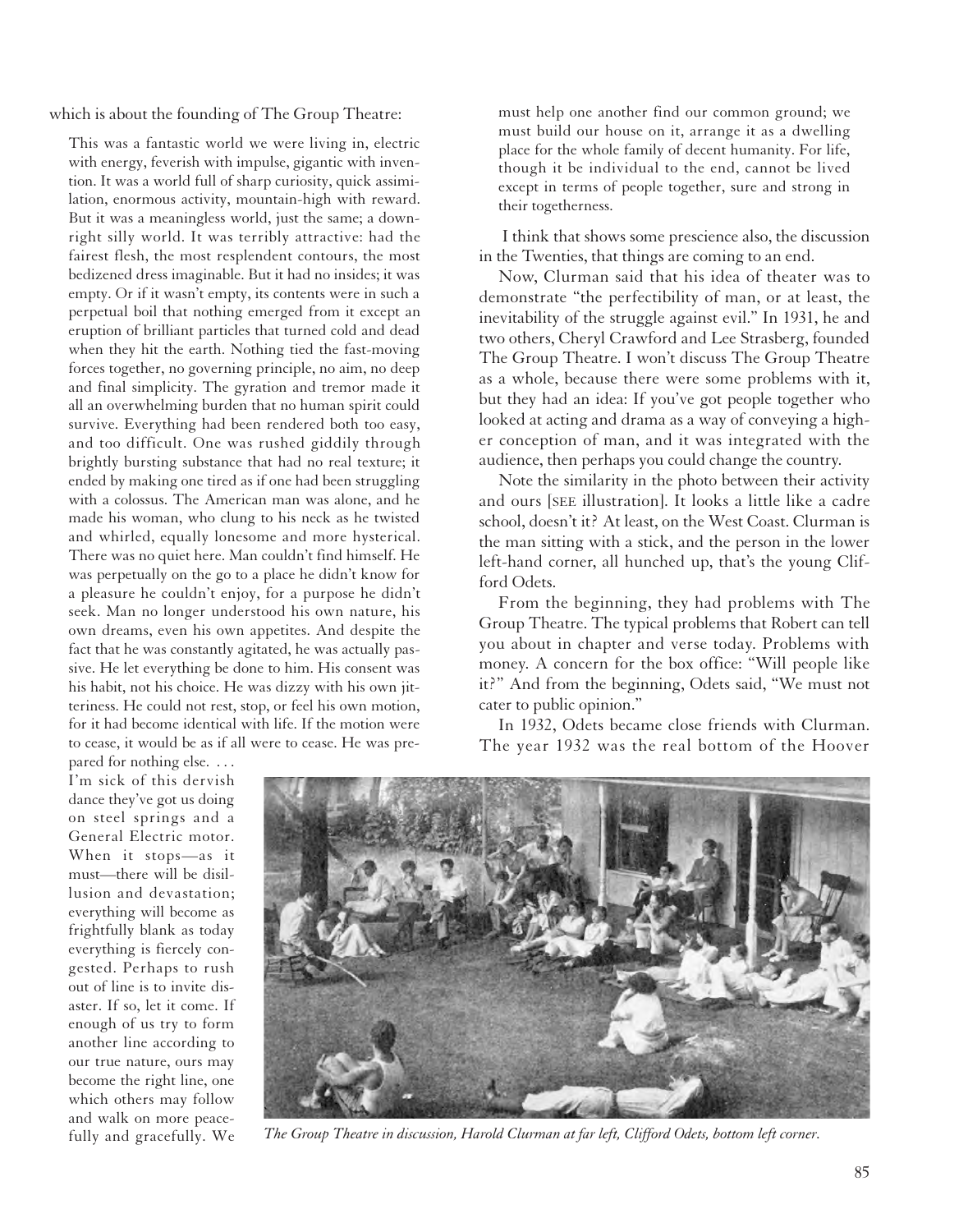which is about the founding of The Group Theatre:

> This was a fantastic world we were living in, electric with energy, feverish with impulse, gigantic with invention. It was a world full of sharp curiosity, quick assimilation, enormous activity, mountain-high with reward. But it was a meaningless world, just the same; a downright silly world. It was terribly attractive: had the fairest flesh, the most resplendent contours, the most bedizened dress imaginable. But it had no insides; it was empty. Or if it wasn't empty, its contents were in such a perpetual boil that nothing emerged from it except an eruption of brilliant particles that turned cold and dead when they hit the earth. Nothing tied the fast-moving forces together, no governing principle, no aim, no deep and final simplicity. The gyration and tremor made it all an overwhelming burden that no human spirit could survive. Everything had been rendered both too easy, and too difficult. One was rushed giddily through brightly bursting substance that had no real texture; it ended by making one tired as if one had been struggling with a colossus. The American man was alone, and he made his woman, who clung to his neck as he twisted and whirled, equally lonesome and more hysterical. There was no quiet here. Man couldn't find himself. He was perpetually on the go to a place he didn't know for a pleasure he couldn't enjoy, for a purpose he didn't seek. Man no longer understood his own nature, his own dreams, even his own appetites. And despite the fact that he was constantly agitated, he was actually passive. He let everything be done to him. His consent was his habit, not his choice. He was dizzy with his own jitteriness. He could not rest, stop, or feel his own motion, for it had become identical with life. If the motion were to cease, it would be as if all were to cease. He was prepared for nothing else. . . .
>
> I'm sick of this dervish dance they've got us doing on steel springs and a General Electric motor. When it stops—as it must—there will be disillusion and devastation; everything will become as frightfully blank as today everything is fiercely congested. Perhaps to rush out of line is to invite disaster. If so, let it come. If enough of us try to form another line according to our true nature, ours may become the right line, one which others may follow and walk on more peacefully and gracefully. We must help one another find our common ground; we must build our house on it, arrange it as a dwelling place for the whole family of decent humanity. For life, though it be individual to the end, cannot be lived except in terms of people together, sure and strong in their togetherness.

I think that shows some prescience also, the discussion in the Twenties, that things are coming to an end.

Now, Clurman said that his idea of theater was to demonstrate "the perfectibility of man, or at least, the inevitability of the struggle against evil." In 1931, he and two others, Cheryl Crawford and Lee Strasberg, founded The Group Theatre. I won't discuss The Group Theatre as a whole, because there were some problems with it, but they had an idea: If you've got people together who looked at acting and drama as a way of conveying a higher conception of man, and it was integrated with the audience, then perhaps you could change the country.

Note the similarity in the photo between their activity and ours [SEE illustration]. It looks a little like a cadre school, doesn't it? At least, on the West Coast. Clurman is the man sitting with a stick, and the person in the lower left-hand corner, all hunched up, that's the young Clifford Odets.

From the beginning, they had problems with The Group Theatre. The typical problems that Robert can tell you about in chapter and verse today. Problems with money. A concern for the box office: "Will people like it?" And from the beginning, Odets said, "We must not cater to public opinion."

In 1932, Odets became close friends with Clurman. The year 1932 was the real bottom of the Hoover

*The Group Theatre in discussion, Harold Clurman at far left, Clifford Odets, bottom left corner.*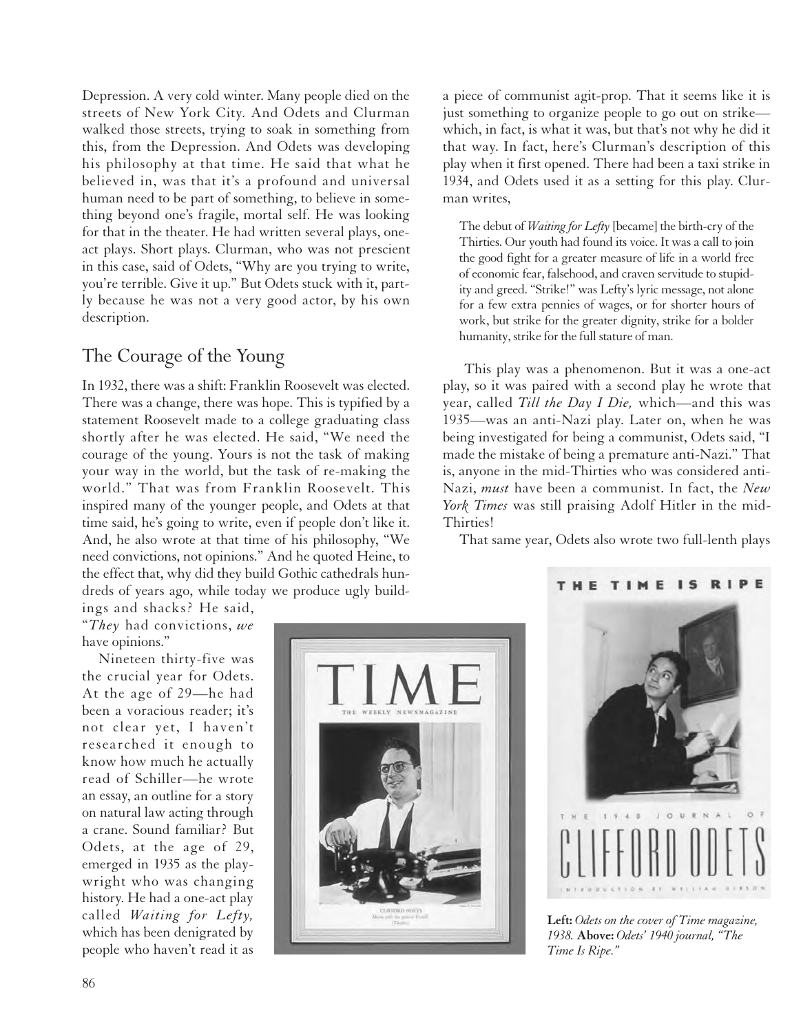Depression. A very cold winter. Many people died on the streets of New York City. And Odets and Clurman walked those streets, trying to soak in something from this, from the Depression. And Odets was developing his philosophy at that time. He said that what he believed in, was that it's a profound and universal human need to be part of something, to believe in something beyond one's fragile, mortal self. He was looking for that in the theater. He had written several plays, one-act plays. Short plays. Clurman, who was not prescient in this case, said of Odets, "Why are you trying to write, you're terrible. Give it up." But Odets stuck with it, partly because he was not a very good actor, by his own description.

## The Courage of the Young

In 1932, there was a shift: Franklin Roosevelt was elected. There was a change, there was hope. This is typified by a statement Roosevelt made to a college graduating class shortly after he was elected. He said, "We need the courage of the young. Yours is not the task of making your way in the world, but the task of re-making the world." That was from Franklin Roosevelt. This inspired many of the younger people, and Odets at that time said, he's going to write, even if people don't like it. And, he also wrote at that time of his philosophy, "We need convictions, not opinions." And he quoted Heine, to the effect that, why did they build Gothic cathedrals hundreds of years ago, while today we produce ugly buildings and shacks? He said, "*They* had convictions, *we* have opinions."

Nineteen thirty-five was the crucial year for Odets. At the age of 29—he had been a voracious reader; it's not clear yet, I haven't researched it enough to know how much he actually read of Schiller—he wrote an essay, an outline for a story on natural law acting through a crane. Sound familiar? But Odets, at the age of 29, emerged in 1935 as the playwright who was changing history. He had a one-act play called *Waiting for Lefty,* which has been denigrated by people who haven't read it as a piece of communist agit-prop. That it seems like it is just something to organize people to go out on strike—which, in fact, is what it was, but that's not why he did it that way. In fact, here's Clurman's description of this play when it first opened. There had been a taxi strike in 1934, and Odets used it as a setting for this play. Clurman writes,

> The debut of *Waiting for Lefty* [became] the birth-cry of the Thirties. Our youth had found its voice. It was a call to join the good fight for a greater measure of life in a world free of economic fear, falsehood, and craven servitude to stupidity and greed. "Strike!" was Lefty's lyric message, not alone for a few extra pennies of wages, or for shorter hours of work, but strike for the greater dignity, strike for a bolder humanity, strike for the full stature of man.

This play was a phenomenon. But it was a one-act play, so it was paired with a second play he wrote that year, called *Till the Day I Die,* which—and this was 1935—was an anti-Nazi play. Later on, when he was being investigated for being a communist, Odets said, "I made the mistake of being a premature anti-Nazi." That is, anyone in the mid-Thirties who was considered anti-Nazi, *must* have been a communist. In fact, the *New York Times* was still praising Adolf Hitler in the mid-Thirties!

That same year, Odets also wrote two full-lenth plays

**Left:** *Odets on the cover of Time magazine, 1938.* **Above:** *Odets' 1940 journal, "The Time Is Ripe."*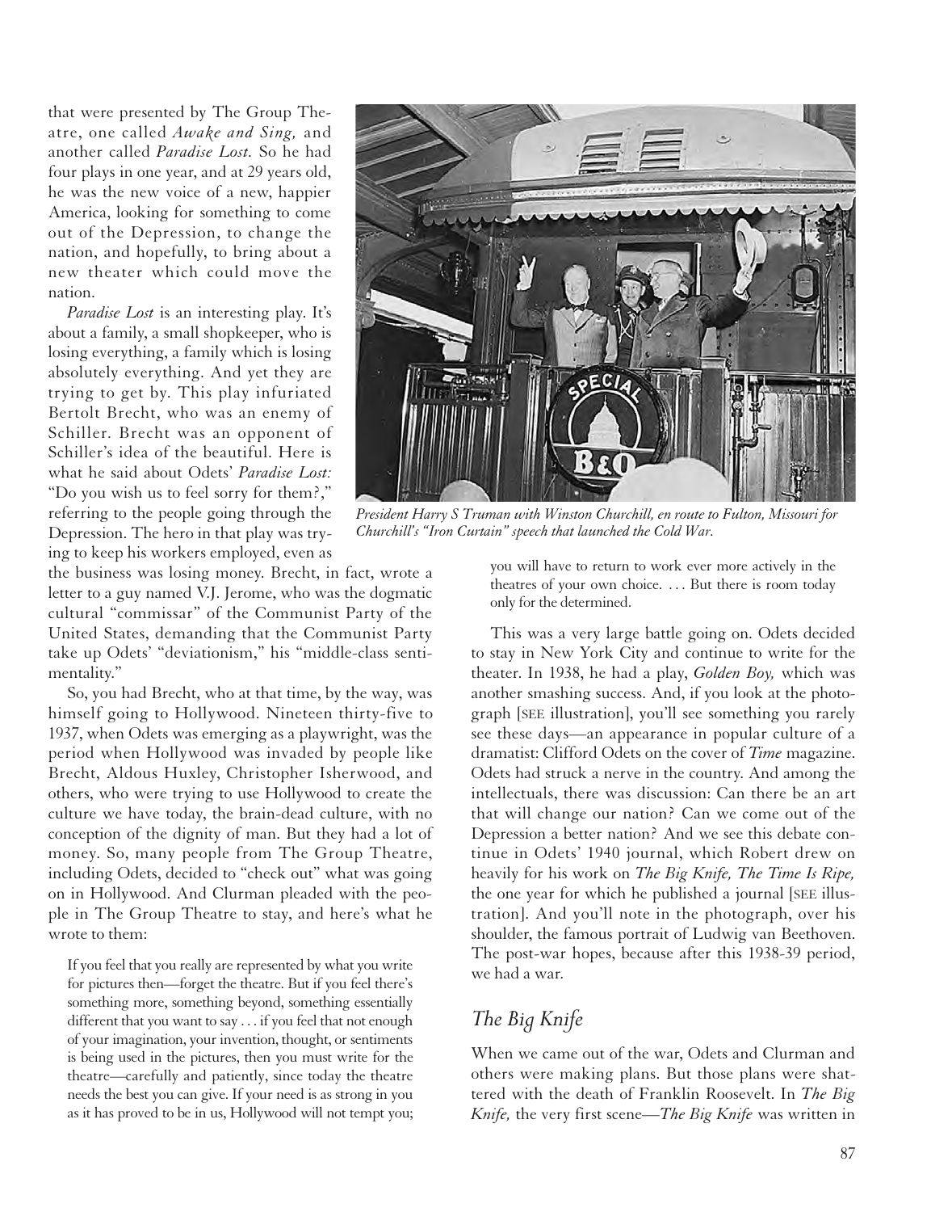that were presented by The Group Theatre, one called *Awake and Sing,* and another called *Paradise Lost.* So he had four plays in one year, and at 29 years old, he was the new voice of a new, happier America, looking for something to come out of the Depression, to change the nation, and hopefully, to bring about a new theater which could move the nation.

*Paradise Lost* is an interesting play. It's about a family, a small shopkeeper, who is losing everything, a family which is losing absolutely everything. And yet they are trying to get by. This play infuriated Bertolt Brecht, who was an enemy of Schiller. Brecht was an opponent of Schiller's idea of the beautiful. Here is what he said about Odets' *Paradise Lost:* "Do you wish us to feel sorry for them?," referring to the people going through the Depression. The hero in that play was trying to keep his workers employed, even as the business was losing money. Brecht, in fact, wrote a letter to a guy named V.J. Jerome, who was the dogmatic cultural "commissar" of the Communist Party of the United States, demanding that the Communist Party take up Odets' "deviationism," his "middle-class sentimentality."

So, you had Brecht, who at that time, by the way, was himself going to Hollywood. Nineteen thirty-five to 1937, when Odets was emerging as a playwright, was the period when Hollywood was invaded by people like Brecht, Aldous Huxley, Christopher Isherwood, and others, who were trying to use Hollywood to create the culture we have today, the brain-dead culture, with no conception of the dignity of man. But they had a lot of money. So, many people from The Group Theatre, including Odets, decided to "check out" what was going on in Hollywood. And Clurman pleaded with the people in The Group Theatre to stay, and here's what he wrote to them:

> If you feel that you really are represented by what you write for pictures then—forget the theatre. But if you feel there's something more, something beyond, something essentially different that you want to say . . . if you feel that not enough of your imagination, your invention, thought, or sentiments is being used in the pictures, then you must write for the theatre—carefully and patiently, since today the theatre needs the best you can give. If your need is as strong in you as it has proved to be in us, Hollywood will not tempt you; you will have to return to work ever more actively in the theatres of your own choice. . . . But there is room today only for the determined.

*President Harry S Truman with Winston Churchill, en route to Fulton, Missouri for Churchill's "Iron Curtain" speech that launched the Cold War.*

This was a very large battle going on. Odets decided to stay in New York City and continue to write for the theater. In 1938, he had a play, *Golden Boy,* which was another smashing success. And, if you look at the photograph [SEE illustration], you'll see something you rarely see these days—an appearance in popular culture of a dramatist: Clifford Odets on the cover of *Time* magazine. Odets had struck a nerve in the country. And among the intellectuals, there was discussion: Can there be an art that will change our nation? Can we come out of the Depression a better nation? And we see this debate continue in Odets' 1940 journal, which Robert drew on heavily for his work on *The Big Knife, The Time Is Ripe,* the one year for which he published a journal [SEE illustration]. And you'll note in the photograph, over his shoulder, the famous portrait of Ludwig van Beethoven. The post-war hopes, because after this 1938-39 period, we had a war.

## *The Big Knife*

When we came out of the war, Odets and Clurman and others were making plans. But those plans were shattered with the death of Franklin Roosevelt. In *The Big Knife,* the very first scene—*The Big Knife* was written in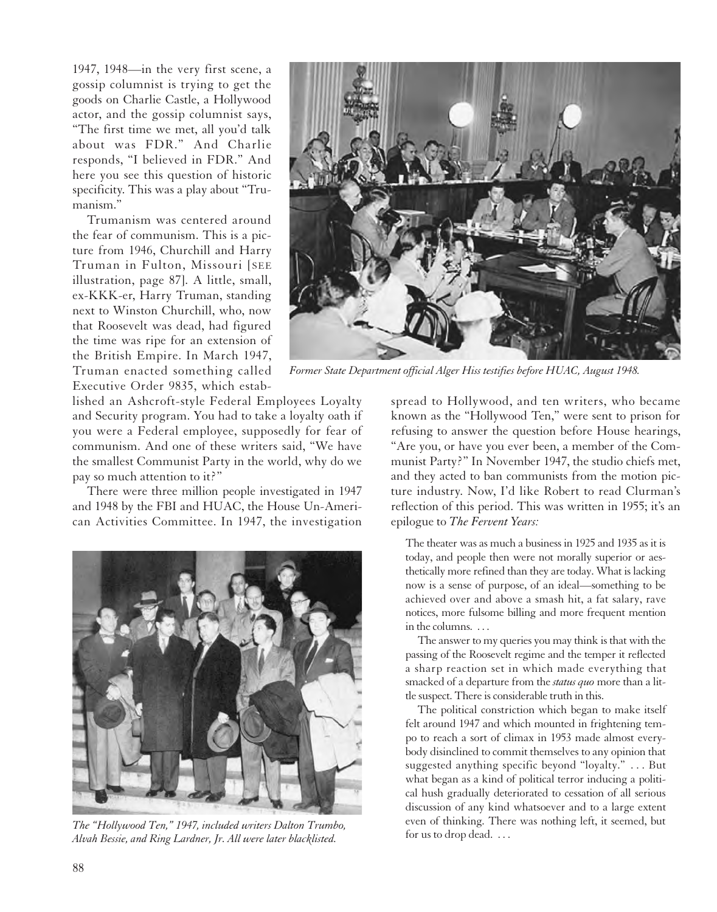1947, 1948—in the very first scene, a gossip columnist is trying to get the goods on Charlie Castle, a Hollywood actor, and the gossip columnist says, "The first time we met, all you'd talk about was FDR." And Charlie responds, "I believed in FDR." And here you see this question of historic specificity. This was a play about "Trumanism."

Trumanism was centered around the fear of communism. This is a picture from 1946, Churchill and Harry Truman in Fulton, Missouri [SEE illustration, page 87]. A little, small, ex-KKK-er, Harry Truman, standing next to Winston Churchill, who, now that Roosevelt was dead, had figured the time was ripe for an extension of the British Empire. In March 1947, Truman enacted something called Executive Order 9835, which established an Ashcroft-style Federal Employees Loyalty and Security program. You had to take a loyalty oath if you were a Federal employee, supposedly for fear of communism. And one of these writers said, "We have the smallest Communist Party in the world, why do we pay so much attention to it?"

*Former State Department official Alger Hiss testifies before HUAC, August 1948.*

There were three million people investigated in 1947 and 1948 by the FBI and HUAC, the House Un-American Activities Committee. In 1947, the investigation spread to Hollywood, and ten writers, who became known as the "Hollywood Ten," were sent to prison for refusing to answer the question before House hearings, "Are you, or have you ever been, a member of the Communist Party?" In November 1947, the studio chiefs met, and they acted to ban communists from the motion picture industry. Now, I'd like Robert to read Clurman's reflection of this period. This was written in 1955; it's an epilogue to *The Fervent Years:*

*The "Hollywood Ten," 1947, included writers Dalton Trumbo, Alvah Bessie, and Ring Lardner, Jr. All were later blacklisted.*

> The theater was as much a business in 1925 and 1935 as it is today, and people then were not morally superior or aesthetically more refined than they are today. What is lacking now is a sense of purpose, of an ideal—something to be achieved over and above a smash hit, a fat salary, rave notices, more fulsome billing and more frequent mention in the columns. . . .
>
> The answer to my queries you may think is that with the passing of the Roosevelt regime and the temper it reflected a sharp reaction set in which made everything that smacked of a departure from the *status quo* more than a little suspect. There is considerable truth in this.
>
> The political constriction which began to make itself felt around 1947 and which mounted in frightening tempo to reach a sort of climax in 1953 made almost everybody disinclined to commit themselves to any opinion that suggested anything specific beyond "loyalty." . . . But what began as a kind of political terror inducing a political hush gradually deteriorated to cessation of all serious discussion of any kind whatsoever and to a large extent even of thinking. There was nothing left, it seemed, but for us to drop dead. . . .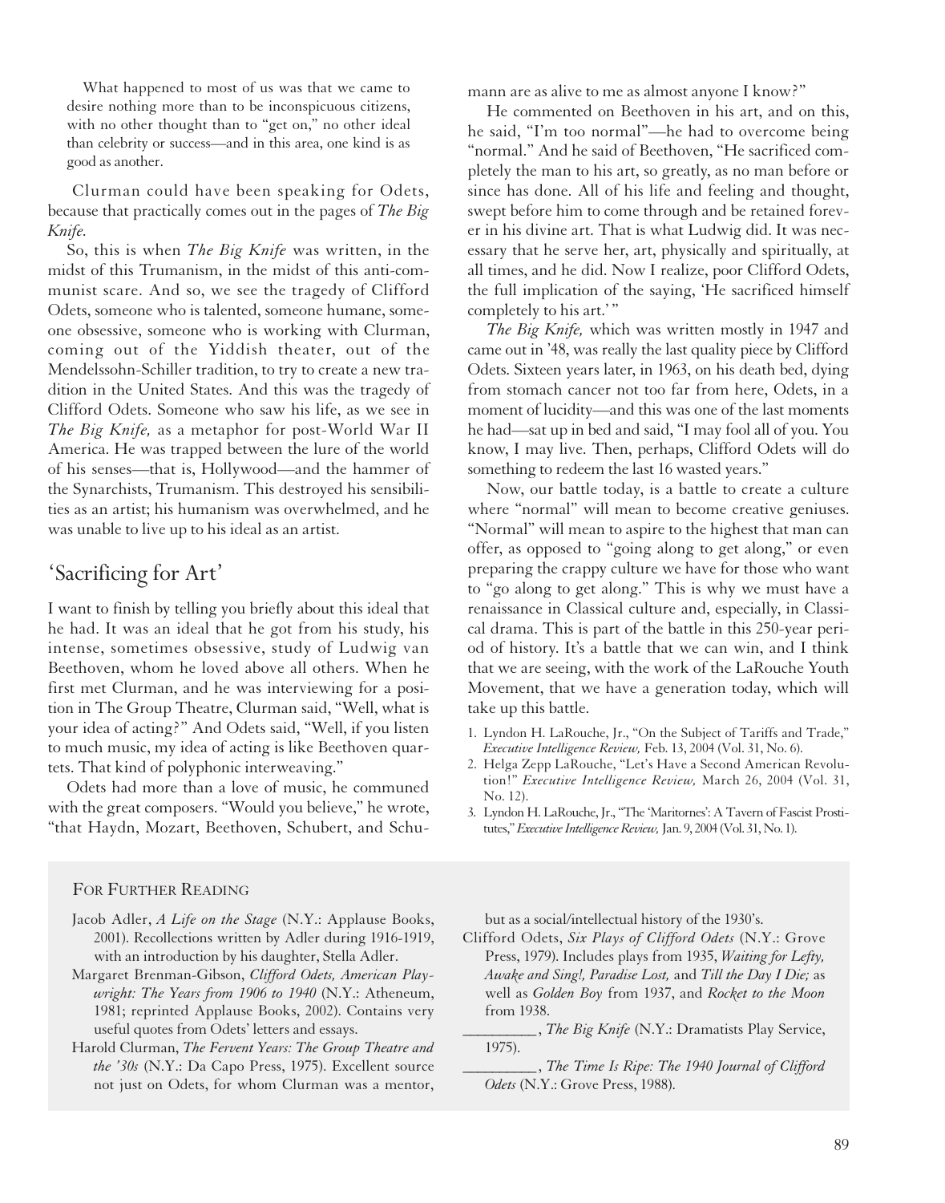> What happened to most of us was that we came to desire nothing more than to be inconspicuous citizens, with no other thought than to "get on," no other ideal than celebrity or success—and in this area, one kind is as good as another.

Clurman could have been speaking for Odets, because that practically comes out in the pages of *The Big Knife*.

So, this is when *The Big Knife* was written, in the midst of this Trumanism, in the midst of this anti-communist scare. And so, we see the tragedy of Clifford Odets, someone who is talented, someone humane, someone obsessive, someone who is working with Clurman, coming out of the Yiddish theater, out of the Mendelssohn-Schiller tradition, to try to create a new tradition in the United States. And this was the tragedy of Clifford Odets. Someone who saw his life, as we see in *The Big Knife,* as a metaphor for post-World War II America. He was trapped between the lure of the world of his senses—that is, Hollywood—and the hammer of the Synarchists, Trumanism. This destroyed his sensibilities as an artist; his humanism was overwhelmed, and he was unable to live up to his ideal as an artist.

## 'Sacrificing for Art'

I want to finish by telling you briefly about this ideal that he had. It was an ideal that he got from his study, his intense, sometimes obsessive, study of Ludwig van Beethoven, whom he loved above all others. When he first met Clurman, and he was interviewing for a position in The Group Theatre, Clurman said, "Well, what is your idea of acting?" And Odets said, "Well, if you listen to much music, my idea of acting is like Beethoven quartets. That kind of polyphonic interweaving."

Odets had more than a love of music, he communed with the great composers. "Would you believe," he wrote, "that Haydn, Mozart, Beethoven, Schubert, and Schumann are as alive to me as almost anyone I know?"

He commented on Beethoven in his art, and on this, he said, "I'm too normal"—he had to overcome being "normal." And he said of Beethoven, "He sacrificed completely the man to his art, so greatly, as no man before or since has done. All of his life and feeling and thought, swept before him to come through and be retained forever in his divine art. That is what Ludwig did. It was necessary that he serve her, art, physically and spiritually, at all times, and he did. Now I realize, poor Clifford Odets, the full implication of the saying, 'He sacrificed himself completely to his art.'"

*The Big Knife,* which was written mostly in 1947 and came out in '48, was really the last quality piece by Clifford Odets. Sixteen years later, in 1963, on his death bed, dying from stomach cancer not too far from here, Odets, in a moment of lucidity—and this was one of the last moments he had—sat up in bed and said, "I may fool all of you. You know, I may live. Then, perhaps, Clifford Odets will do something to redeem the last 16 wasted years."

Now, our battle today, is a battle to create a culture where "normal" will mean to become creative geniuses. "Normal" will mean to aspire to the highest that man can offer, as opposed to "going along to get along," or even preparing the crappy culture we have for those who want to "go along to get along." This is why we must have a renaissance in Classical culture and, especially, in Classical drama. This is part of the battle in this 250-year period of history. It's a battle that we can win, and I think that we are seeing, with the work of the LaRouche Youth Movement, that we have a generation today, which will take up this battle.

1. Lyndon H. LaRouche, Jr., "On the Subject of Tariffs and Trade," *Executive Intelligence Review,* Feb. 13, 2004 (Vol. 31, No. 6).
2. Helga Zepp LaRouche, "Let's Have a Second American Revolution!" *Executive Intelligence Review,* March 26, 2004 (Vol. 31, No. 12).
3. Lyndon H. LaRouche, Jr., "The 'Maritornes': A Tavern of Fascist Prostitutes," *Executive Intelligence Review,* Jan. 9, 2004 (Vol. 31, No. 1).

### For Further Reading

Jacob Adler, *A Life on the Stage* (N.Y.: Applause Books, 2001). Recollections written by Adler during 1916-1919, with an introduction by his daughter, Stella Adler.

Margaret Brenman-Gibson, *Clifford Odets, American Playwright: The Years from 1906 to 1940* (N.Y.: Atheneum, 1981; reprinted Applause Books, 2002). Contains very useful quotes from Odets' letters and essays.

Harold Clurman, *The Fervent Years: The Group Theatre and the '30s* (N.Y.: Da Capo Press, 1975). Excellent source not just on Odets, for whom Clurman was a mentor, but as a social/intellectual history of the 1930's.

Clifford Odets, *Six Plays of Clifford Odets* (N.Y.: Grove Press, 1979). Includes plays from 1935, *Waiting for Lefty, Awake and Sing!, Paradise Lost,* and *Till the Day I Die;* as well as *Golden Boy* from 1937, and *Rocket to the Moon* from 1938.

__________, *The Big Knife* (N.Y.: Dramatists Play Service, 1975).

__________, *The Time Is Ripe: The 1940 Journal of Clifford Odets* (N.Y.: Grove Press, 1988).